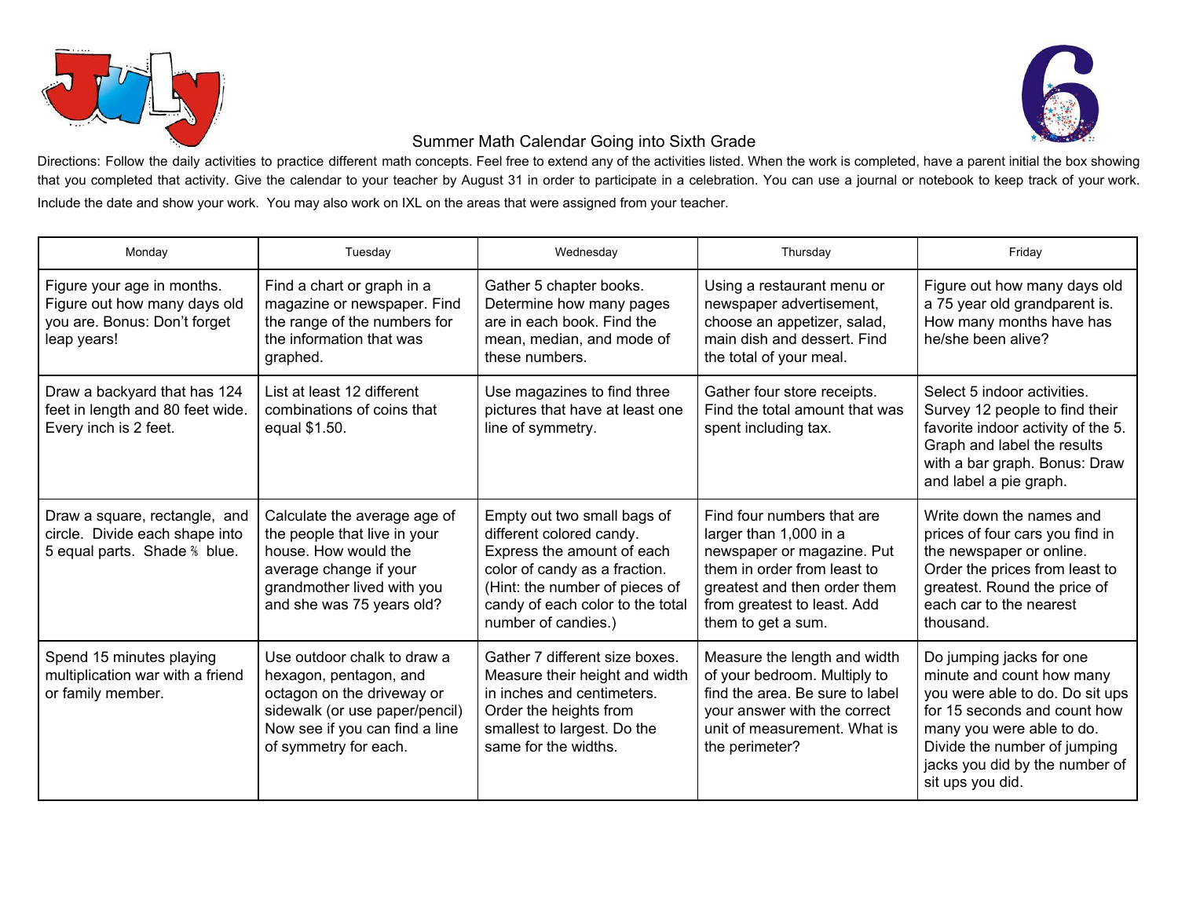# July

# 6

## Summer Math Calendar Going into Sixth Grade

Directions: Follow the daily activities to practice different math concepts. Feel free to extend any of the activities listed. When the work is completed, have a parent initial the box showing that you completed that activity. Give the calendar to your teacher by August 31 in order to participate in a celebration. You can use a journal or notebook to keep track of your work. Include the date and show your work. You may also work on IXL on the areas that were assigned from your teacher.

| Monday | Tuesday | Wednesday | Thursday | Friday |
|---|---|---|---|---|
| Figure your age in months. Figure out how many days old you are. Bonus: Don't forget leap years! | Find a chart or graph in a magazine or newspaper. Find the range of the numbers for the information that was graphed. | Gather 5 chapter books. Determine how many pages are in each book. Find the mean, median, and mode of these numbers. | Using a restaurant menu or newspaper advertisement, choose an appetizer, salad, main dish and dessert. Find the total of your meal. | Figure out how many days old a 75 year old grandparent is. How many months have has he/she been alive? |
| Draw a backyard that has 124 feet in length and 80 feet wide. Every inch is 2 feet. | List at least 12 different combinations of coins that equal $1.50. | Use magazines to find three pictures that have at least one line of symmetry. | Gather four store receipts. Find the total amount that was spent including tax. | Select 5 indoor activities. Survey 12 people to find their favorite indoor activity of the 5. Graph and label the results with a bar graph. Bonus: Draw and label a pie graph. |
| Draw a square, rectangle, and circle. Divide each shape into 5 equal parts. Shade $\frac{3}{5}$ blue. | Calculate the average age of the people that live in your house. How would the average change if your grandmother lived with you and she was 75 years old? | Empty out two small bags of different colored candy. Express the amount of each color of candy as a fraction. (Hint: the number of pieces of candy of each color to the total number of candies.) | Find four numbers that are larger than 1,000 in a newspaper or magazine. Put them in order from least to greatest and then order them from greatest to least. Add them to get a sum. | Write down the names and prices of four cars you find in the newspaper or online. Order the prices from least to greatest. Round the price of each car to the nearest thousand. |
| Spend 15 minutes playing multiplication war with a friend or family member. | Use outdoor chalk to draw a hexagon, pentagon, and octagon on the driveway or sidewalk (or use paper/pencil) Now see if you can find a line of symmetry for each. | Gather 7 different size boxes. Measure their height and width in inches and centimeters. Order the heights from smallest to largest. Do the same for the widths. | Measure the length and width of your bedroom. Multiply to find the area. Be sure to label your answer with the correct unit of measurement. What is the perimeter? | Do jumping jacks for one minute and count how many you were able to do. Do sit ups for 15 seconds and count how many you were able to do. Divide the number of jumping jacks you did by the number of sit ups you did. |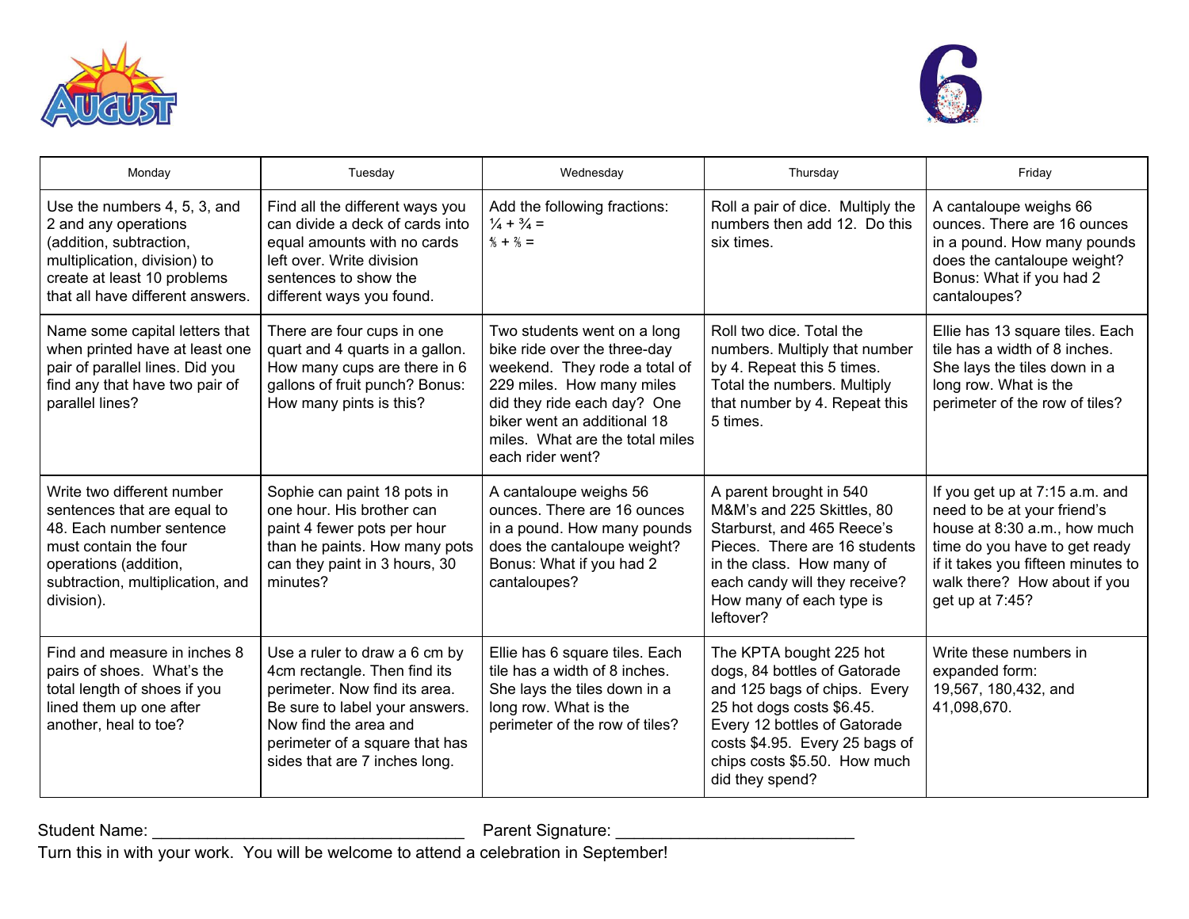| Monday | Tuesday | Wednesday | Thursday | Friday |
|---|---|---|---|---|
| Use the numbers 4, 5, 3, and 2 and any operations (addition, subtraction, multiplication, division) to create at least 10 problems that all have different answers. | Find all the different ways you can divide a deck of cards into equal amounts with no cards left over. Write division sentences to show the different ways you found. | Add the following fractions: $\frac{1}{4} + \frac{3}{4} =$ $\frac{4}{5} + \frac{2}{5} =$ | Roll a pair of dice. Multiply the numbers then add 12. Do this six times. | A cantaloupe weighs 66 ounces. There are 16 ounces in a pound. How many pounds does the cantaloupe weight? Bonus: What if you had 2 cantaloupes? |
| Name some capital letters that when printed have at least one pair of parallel lines. Did you find any that have two pair of parallel lines? | There are four cups in one quart and 4 quarts in a gallon. How many cups are there in 6 gallons of fruit punch? Bonus: How many pints is this? | Two students went on a long bike ride over the three-day weekend. They rode a total of 229 miles. How many miles did they ride each day? One biker went an additional 18 miles. What are the total miles each rider went? | Roll two dice. Total the numbers. Multiply that number by 4. Repeat this 5 times. Total the numbers. Multiply that number by 4. Repeat this 5 times. | Ellie has 13 square tiles. Each tile has a width of 8 inches. She lays the tiles down in a long row. What is the perimeter of the row of tiles? |
| Write two different number sentences that are equal to 48. Each number sentence must contain the four operations (addition, subtraction, multiplication, and division). | Sophie can paint 18 pots in one hour. His brother can paint 4 fewer pots per hour than he paints. How many pots can they paint in 3 hours, 30 minutes? | A cantaloupe weighs 56 ounces. There are 16 ounces in a pound. How many pounds does the cantaloupe weight? Bonus: What if you had 2 cantaloupes? | A parent brought in 540 M&M's and 225 Skittles, 80 Starburst, and 465 Reece's Pieces. There are 16 students in the class. How many of each candy will they receive? How many of each type is leftover? | If you get up at 7:15 a.m. and need to be at your friend's house at 8:30 a.m., how much time do you have to get ready if it takes you fifteen minutes to walk there? How about if you get up at 7:45? |
| Find and measure in inches 8 pairs of shoes. What's the total length of shoes if you lined them up one after another, heal to toe? | Use a ruler to draw a 6 cm by 4cm rectangle. Then find its perimeter. Now find its area. Be sure to label your answers. Now find the area and perimeter of a square that has sides that are 7 inches long. | Ellie has 6 square tiles. Each tile has a width of 8 inches. She lays the tiles down in a long row. What is the perimeter of the row of tiles? | The KPTA bought 225 hot dogs, 84 bottles of Gatorade and 125 bags of chips. Every 25 hot dogs costs $6.45. Every 12 bottles of Gatorade costs $4.95. Every 25 bags of chips costs $5.50. How much did they spend? | Write these numbers in expanded form: 19,567, 180,432, and 41,098,670. |

Student Name: ________________________________ Parent Signature: ________________________

Turn this in with your work. You will be welcome to attend a celebration in September!